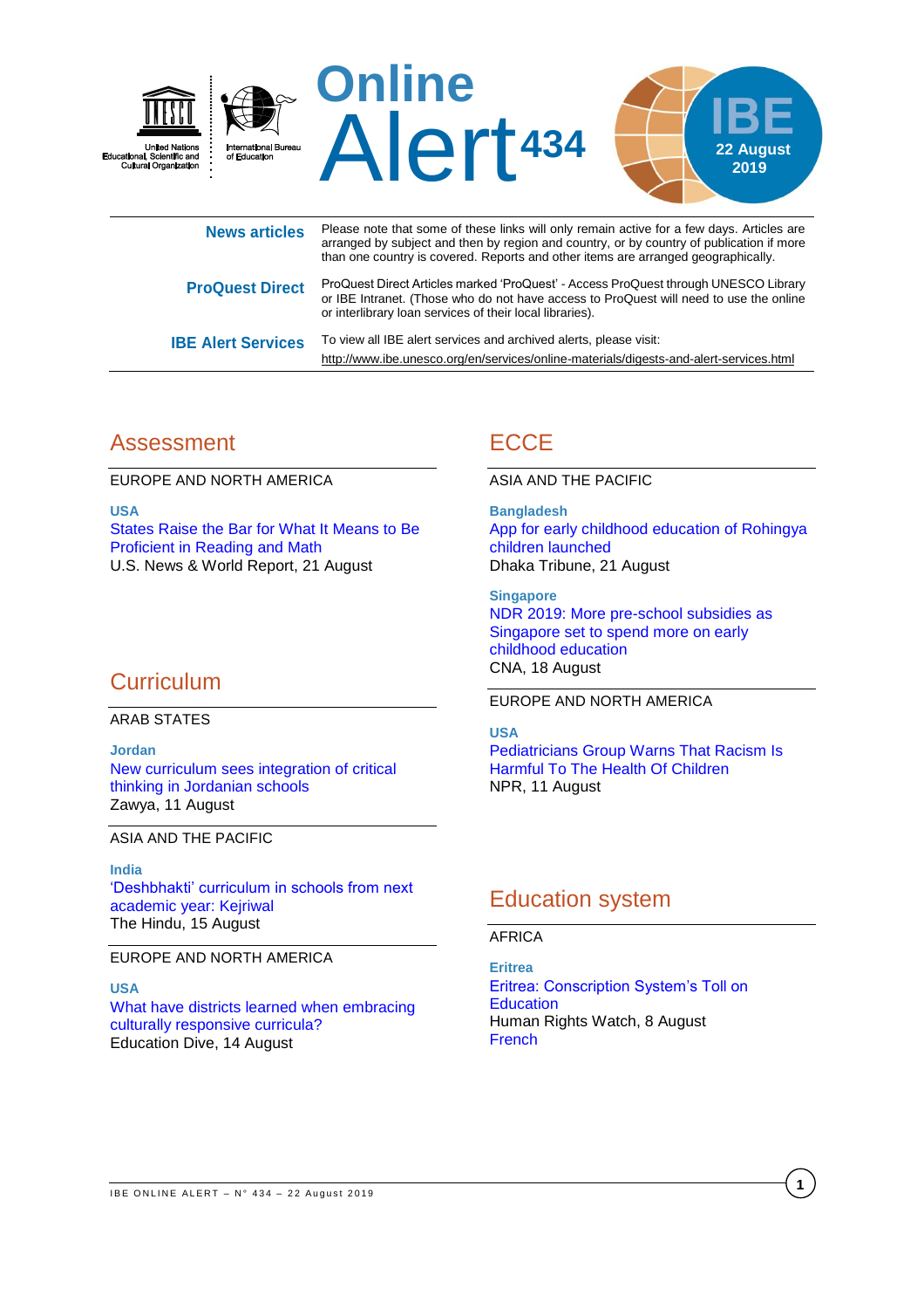# Online Alert 434

IBE 22 August 2019

United Nations Educational, Scientific and Cultural Organization | International Bureau of Education

| | |
|---|---|
| **News articles** | Please note that some of these links will only remain active for a few days. Articles are arranged by subject and then by region and country, or by country of publication if more than one country is covered. Reports and other items are arranged geographically. |
| **ProQuest Direct** | ProQuest Direct Articles marked 'ProQuest' - Access ProQuest through UNESCO Library or IBE Intranet. (Those who do not have access to ProQuest will need to use the online or interlibrary loan services of their local libraries). |
| **IBE Alert Services** | To view all IBE alert services and archived alerts, please visit: http://www.ibe.unesco.org/en/services/online-materials/digests-and-alert-services.html |

## Assessment

EUROPE AND NORTH AMERICA

**USA**
States Raise the Bar for What It Means to Be Proficient in Reading and Math
U.S. News & World Report, 21 August

## Curriculum

ARAB STATES

**Jordan**
New curriculum sees integration of critical thinking in Jordanian schools
Zawya, 11 August

ASIA AND THE PACIFIC

**India**
'Deshbhakti' curriculum in schools from next academic year: Kejriwal
The Hindu, 15 August

EUROPE AND NORTH AMERICA

**USA**
What have districts learned when embracing culturally responsive curricula?
Education Dive, 14 August

## ECCE

ASIA AND THE PACIFIC

**Bangladesh**
App for early childhood education of Rohingya children launched
Dhaka Tribune, 21 August

**Singapore**
NDR 2019: More pre-school subsidies as Singapore set to spend more on early childhood education
CNA, 18 August

EUROPE AND NORTH AMERICA

**USA**
Pediatricians Group Warns That Racism Is Harmful To The Health Of Children
NPR, 11 August

## Education system

AFRICA

**Eritrea**
Eritrea: Conscription System's Toll on Education
Human Rights Watch, 8 August
French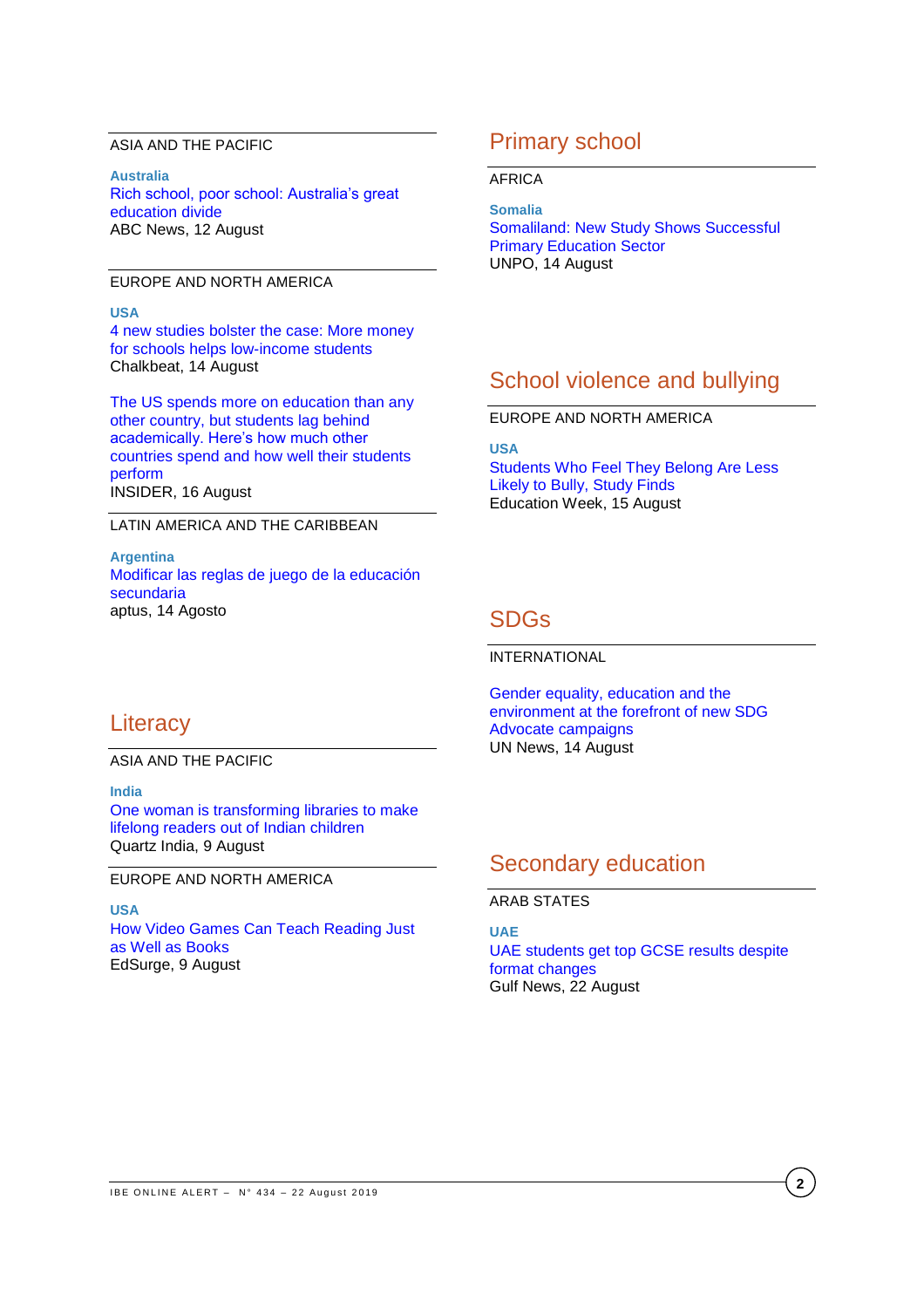ASIA AND THE PACIFIC

**Australia**
Rich school, poor school: Australia's great education divide
ABC News, 12 August

EUROPE AND NORTH AMERICA

**USA**
4 new studies bolster the case: More money for schools helps low-income students
Chalkbeat, 14 August

The US spends more on education than any other country, but students lag behind academically. Here's how much other countries spend and how well their students perform
INSIDER, 16 August

LATIN AMERICA AND THE CARIBBEAN

**Argentina**
Modificar las reglas de juego de la educación secundaria
aptus, 14 Agosto

## Literacy

ASIA AND THE PACIFIC

**India**
One woman is transforming libraries to make lifelong readers out of Indian children
Quartz India, 9 August

EUROPE AND NORTH AMERICA

**USA**
How Video Games Can Teach Reading Just as Well as Books
EdSurge, 9 August

## Primary school

AFRICA

**Somalia**
Somaliland: New Study Shows Successful Primary Education Sector
UNPO, 14 August

## School violence and bullying

EUROPE AND NORTH AMERICA

**USA**
Students Who Feel They Belong Are Less Likely to Bully, Study Finds
Education Week, 15 August

## SDGs

INTERNATIONAL

Gender equality, education and the environment at the forefront of new SDG Advocate campaigns
UN News, 14 August

## Secondary education

ARAB STATES

**UAE**
UAE students get top GCSE results despite format changes
Gulf News, 22 August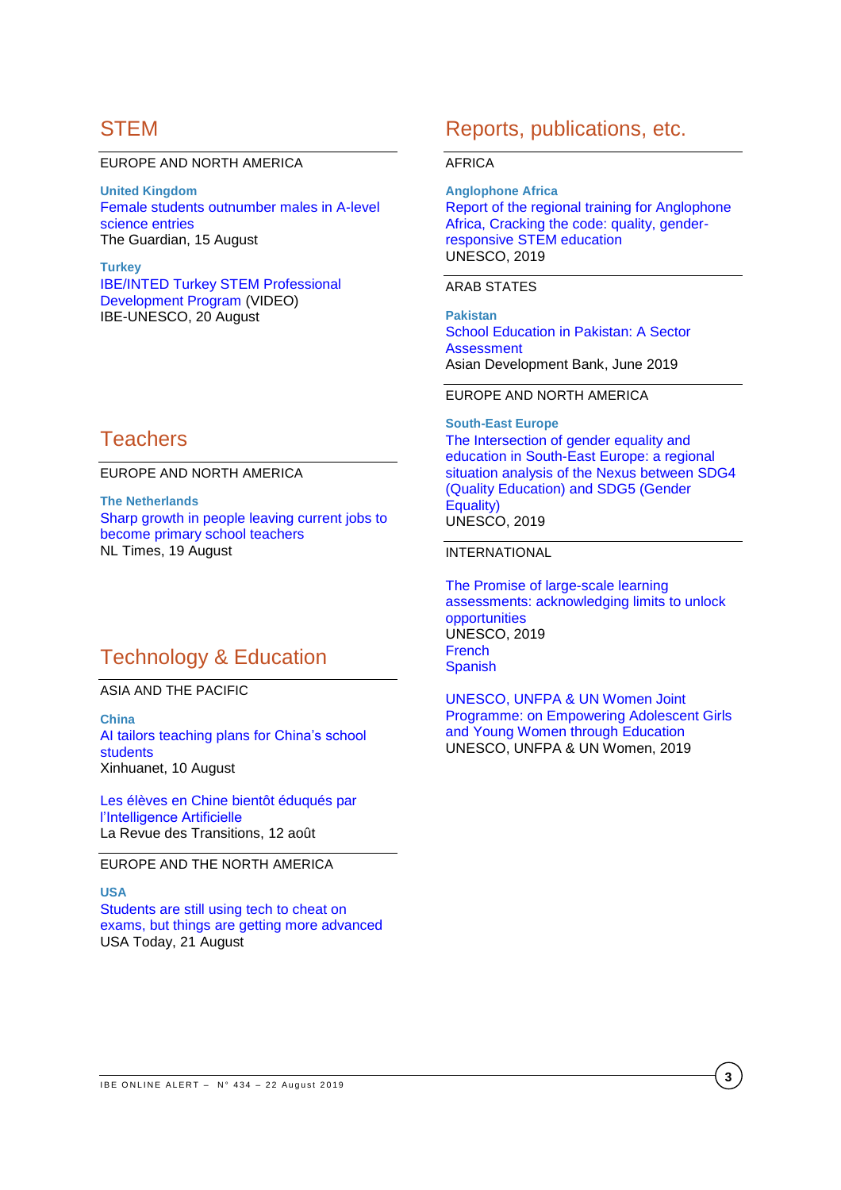## STEM

EUROPE AND NORTH AMERICA

**United Kingdom**
Female students outnumber males in A-level science entries
The Guardian, 15 August

**Turkey**
IBE/INTED Turkey STEM Professional Development Program (VIDEO)
IBE-UNESCO, 20 August

## Teachers

EUROPE AND NORTH AMERICA

**The Netherlands**
Sharp growth in people leaving current jobs to become primary school teachers
NL Times, 19 August

## Technology & Education

ASIA AND THE PACIFIC

**China**
AI tailors teaching plans for China's school students
Xinhuanet, 10 August

Les élèves en Chine bientôt éduqués par l'Intelligence Artificielle
La Revue des Transitions, 12 août

EUROPE AND THE NORTH AMERICA

**USA**
Students are still using tech to cheat on exams, but things are getting more advanced
USA Today, 21 August

## Reports, publications, etc.

AFRICA

**Anglophone Africa**
Report of the regional training for Anglophone Africa, Cracking the code: quality, gender-responsive STEM education
UNESCO, 2019

ARAB STATES

**Pakistan**
School Education in Pakistan: A Sector Assessment
Asian Development Bank, June 2019

EUROPE AND NORTH AMERICA

**South-East Europe**
The Intersection of gender equality and education in South-East Europe: a regional situation analysis of the Nexus between SDG4 (Quality Education) and SDG5 (Gender Equality)
UNESCO, 2019

INTERNATIONAL

The Promise of large-scale learning assessments: acknowledging limits to unlock opportunities
UNESCO, 2019
French
Spanish

UNESCO, UNFPA & UN Women Joint Programme: on Empowering Adolescent Girls and Young Women through Education
UNESCO, UNFPA & UN Women, 2019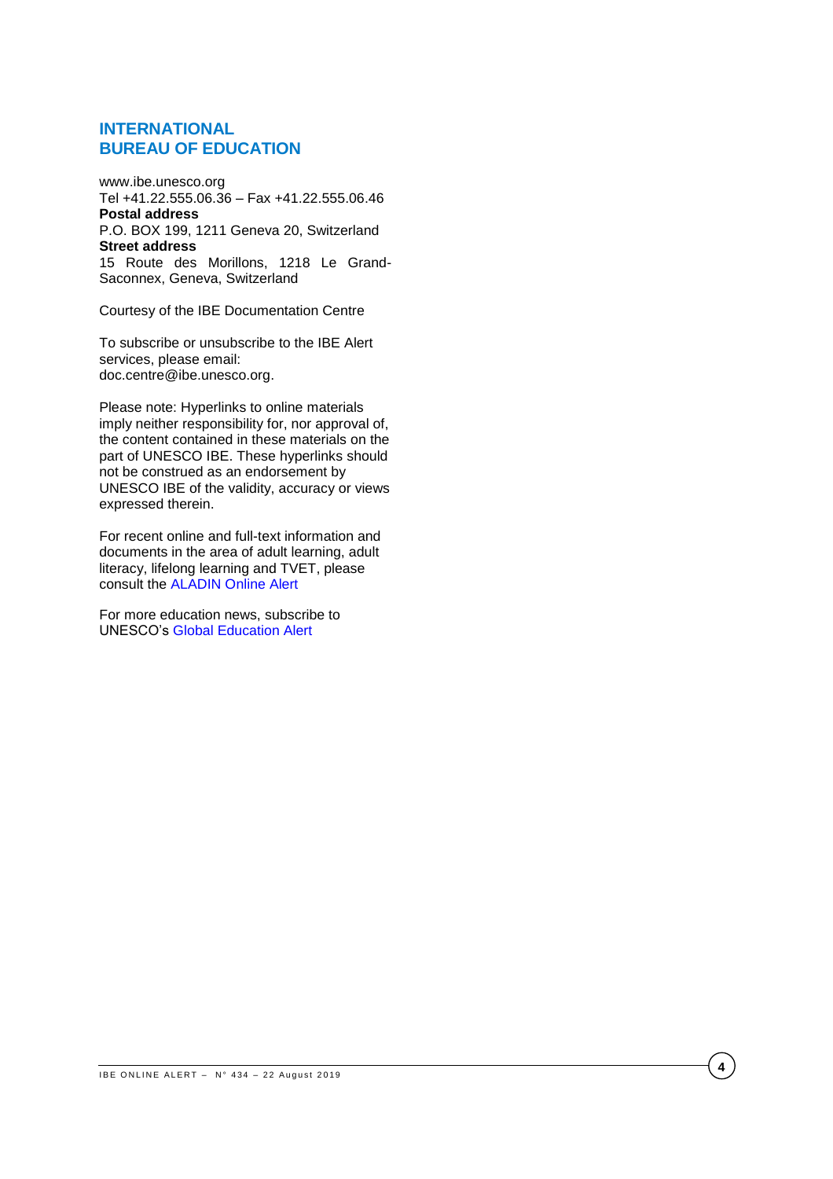# INTERNATIONAL BUREAU OF EDUCATION

www.ibe.unesco.org
Tel +41.22.555.06.36 – Fax +41.22.555.06.46
**Postal address**
P.O. BOX 199, 1211 Geneva 20, Switzerland
**Street address**
15 Route des Morillons, 1218 Le Grand-Saconnex, Geneva, Switzerland

Courtesy of the IBE Documentation Centre

To subscribe or unsubscribe to the IBE Alert services, please email: doc.centre@ibe.unesco.org.

Please note: Hyperlinks to online materials imply neither responsibility for, nor approval of, the content contained in these materials on the part of UNESCO IBE. These hyperlinks should not be construed as an endorsement by UNESCO IBE of the validity, accuracy or views expressed therein.

For recent online and full-text information and documents in the area of adult learning, adult literacy, lifelong learning and TVET, please consult the ALADIN Online Alert

For more education news, subscribe to UNESCO's Global Education Alert